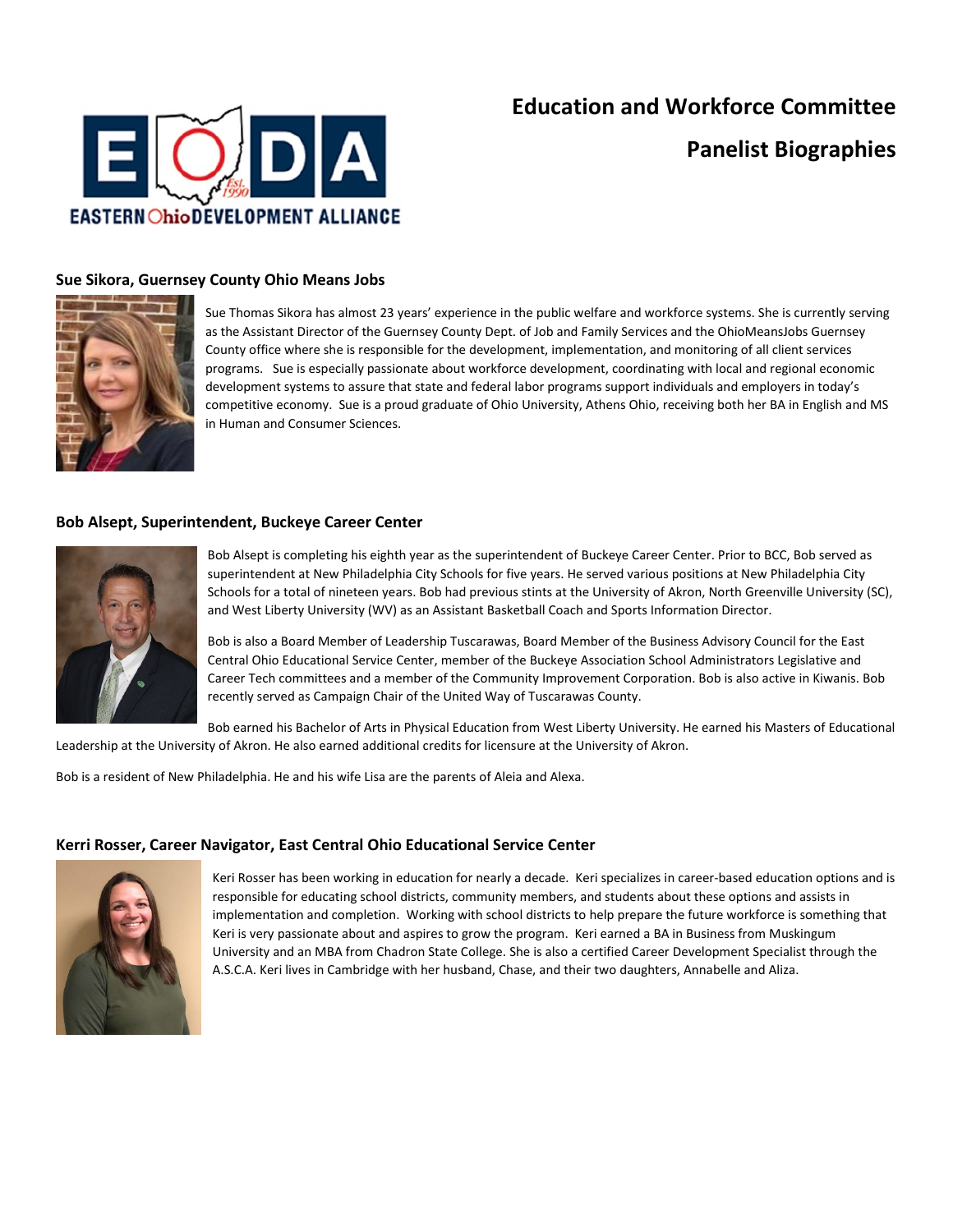# Education and Workforce Committee

## Panelist Biographies

### Sue Sikora, Guernsey County Ohio Means Jobs

Sue Thomas Sikora has almost 23 years' experience in the public welfare and workforce systems. She is currently serving as the Assistant Director of the Guernsey County Dept. of Job and Family Services and the OhioMeansJobs Guernsey County office where she is responsible for the development, implementation, and monitoring of all client services programs. Sue is especially passionate about workforce development, coordinating with local and regional economic development systems to assure that state and federal labor programs support individuals and employers in today's competitive economy. Sue is a proud graduate of Ohio University, Athens Ohio, receiving both her BA in English and MS in Human and Consumer Sciences.

### Bob Alsept, Superintendent, Buckeye Career Center

Bob Alsept is completing his eighth year as the superintendent of Buckeye Career Center. Prior to BCC, Bob served as superintendent at New Philadelphia City Schools for five years. He served various positions at New Philadelphia City Schools for a total of nineteen years. Bob had previous stints at the University of Akron, North Greenville University (SC), and West Liberty University (WV) as an Assistant Basketball Coach and Sports Information Director.

Bob is also a Board Member of Leadership Tuscarawas, Board Member of the Business Advisory Council for the East Central Ohio Educational Service Center, member of the Buckeye Association School Administrators Legislative and Career Tech committees and a member of the Community Improvement Corporation. Bob is also active in Kiwanis. Bob recently served as Campaign Chair of the United Way of Tuscarawas County.

Bob earned his Bachelor of Arts in Physical Education from West Liberty University. He earned his Masters of Educational Leadership at the University of Akron. He also earned additional credits for licensure at the University of Akron.

Bob is a resident of New Philadelphia. He and his wife Lisa are the parents of Aleia and Alexa.

### Kerri Rosser, Career Navigator, East Central Ohio Educational Service Center

Keri Rosser has been working in education for nearly a decade. Keri specializes in career-based education options and is responsible for educating school districts, community members, and students about these options and assists in implementation and completion. Working with school districts to help prepare the future workforce is something that Keri is very passionate about and aspires to grow the program. Keri earned a BA in Business from Muskingum University and an MBA from Chadron State College. She is also a certified Career Development Specialist through the A.S.C.A. Keri lives in Cambridge with her husband, Chase, and their two daughters, Annabelle and Aliza.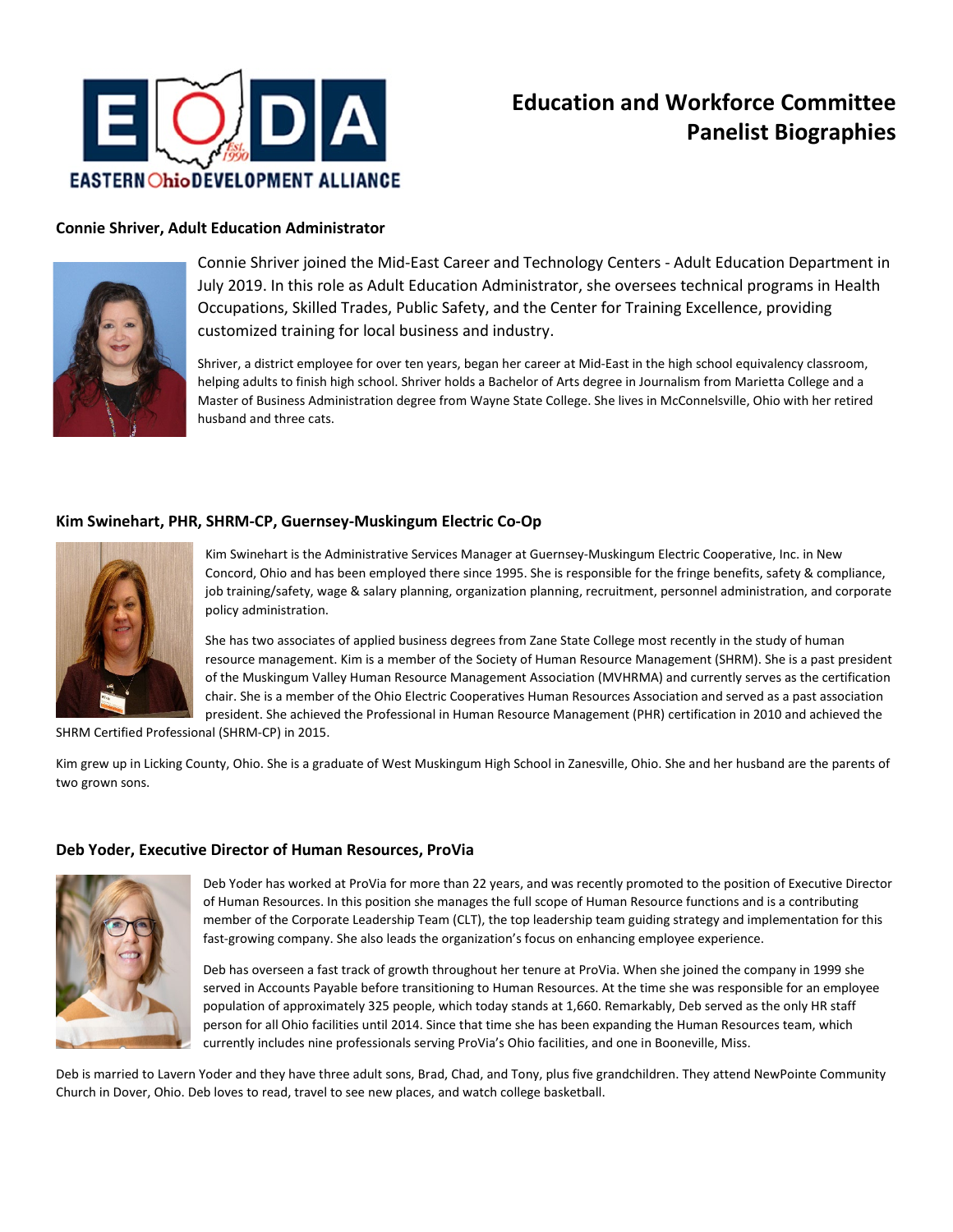# Education and Workforce Committee Panelist Biographies

EASTERN Ohio DEVELOPMENT ALLIANCE

### Connie Shriver, Adult Education Administrator

Connie Shriver joined the Mid-East Career and Technology Centers - Adult Education Department in July 2019. In this role as Adult Education Administrator, she oversees technical programs in Health Occupations, Skilled Trades, Public Safety, and the Center for Training Excellence, providing customized training for local business and industry.

Shriver, a district employee for over ten years, began her career at Mid-East in the high school equivalency classroom, helping adults to finish high school. Shriver holds a Bachelor of Arts degree in Journalism from Marietta College and a Master of Business Administration degree from Wayne State College. She lives in McConnelsville, Ohio with her retired husband and three cats.

### Kim Swinehart, PHR, SHRM-CP, Guernsey-Muskingum Electric Co-Op

Kim Swinehart is the Administrative Services Manager at Guernsey-Muskingum Electric Cooperative, Inc. in New Concord, Ohio and has been employed there since 1995. She is responsible for the fringe benefits, safety & compliance, job training/safety, wage & salary planning, organization planning, recruitment, personnel administration, and corporate policy administration.

She has two associates of applied business degrees from Zane State College most recently in the study of human resource management. Kim is a member of the Society of Human Resource Management (SHRM). She is a past president of the Muskingum Valley Human Resource Management Association (MVHRMA) and currently serves as the certification chair. She is a member of the Ohio Electric Cooperatives Human Resources Association and served as a past association president. She achieved the Professional in Human Resource Management (PHR) certification in 2010 and achieved the SHRM Certified Professional (SHRM-CP) in 2015.

Kim grew up in Licking County, Ohio. She is a graduate of West Muskingum High School in Zanesville, Ohio. She and her husband are the parents of two grown sons.

### Deb Yoder, Executive Director of Human Resources, ProVia

Deb Yoder has worked at ProVia for more than 22 years, and was recently promoted to the position of Executive Director of Human Resources. In this position she manages the full scope of Human Resource functions and is a contributing member of the Corporate Leadership Team (CLT), the top leadership team guiding strategy and implementation for this fast-growing company. She also leads the organization's focus on enhancing employee experience.

Deb has overseen a fast track of growth throughout her tenure at ProVia. When she joined the company in 1999 she served in Accounts Payable before transitioning to Human Resources. At the time she was responsible for an employee population of approximately 325 people, which today stands at 1,660. Remarkably, Deb served as the only HR staff person for all Ohio facilities until 2014. Since that time she has been expanding the Human Resources team, which currently includes nine professionals serving ProVia's Ohio facilities, and one in Booneville, Miss.

Deb is married to Lavern Yoder and they have three adult sons, Brad, Chad, and Tony, plus five grandchildren. They attend NewPointe Community Church in Dover, Ohio. Deb loves to read, travel to see new places, and watch college basketball.